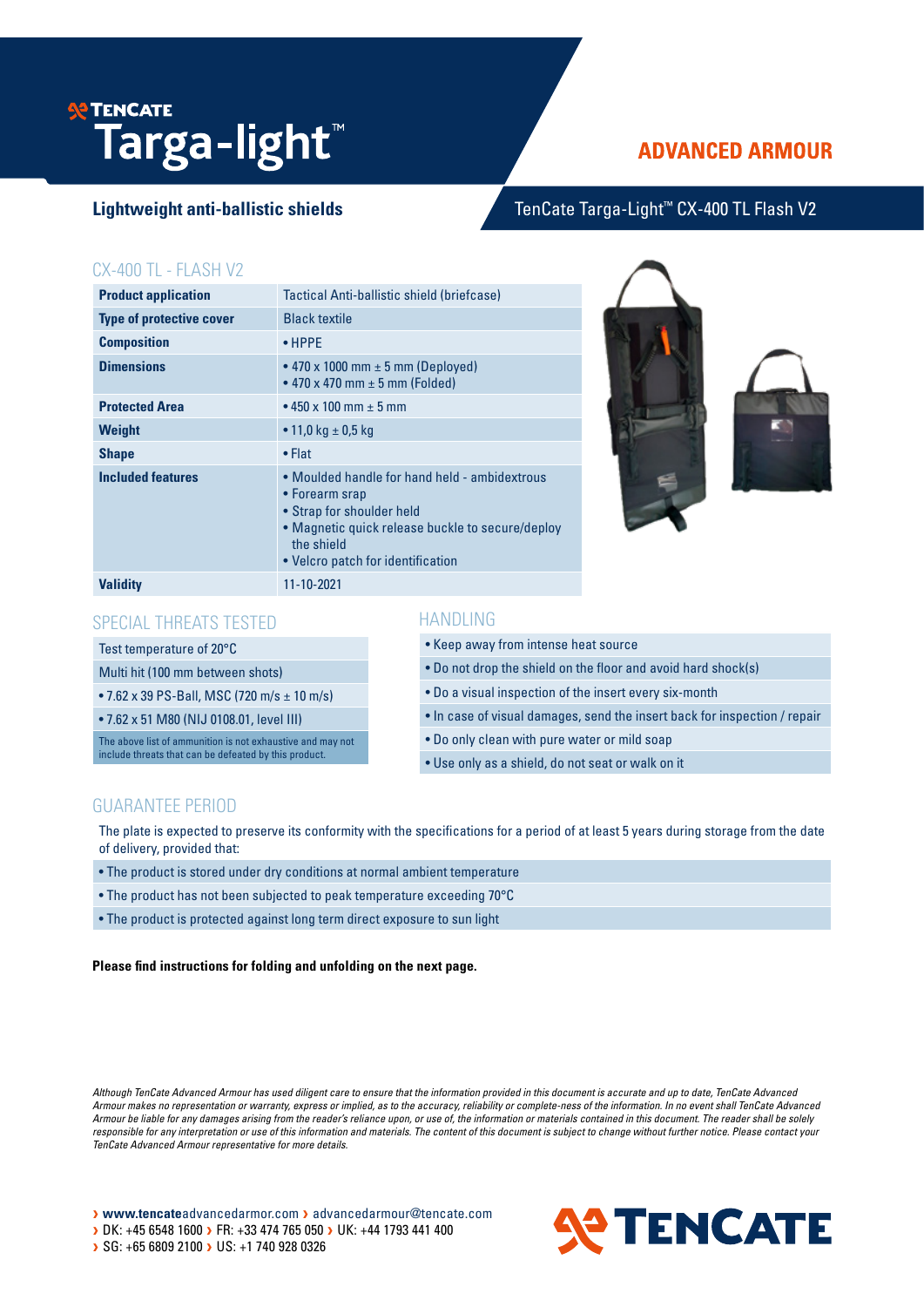TENCATE

# Targa-light™

**ADVANCED ARMOUR**

## Lightweight anti-ballistic shields

TenCate Targa-Light™ CX-400 TL Flash V2

### CX-400 TL - FLASH V2

| | |
|---|---|
| **Product application** | Tactical Anti-ballistic shield (briefcase) |
| **Type of protective cover** | Black textile |
| **Composition** | • HPPE |
| **Dimensions** | • 470 x 1000 mm ± 5 mm (Deployed)<br>• 470 x 470 mm ± 5 mm (Folded) |
| **Protected Area** | • 450 x 100 mm ± 5 mm |
| **Weight** | • 11,0 kg ± 0,5 kg |
| **Shape** | • Flat |
| **Included features** | • Moulded handle for hand held - ambidextrous<br>• Forearm srap<br>• Strap for shoulder held<br>• Magnetic quick release buckle to secure/deploy the shield<br>• Velcro patch for identification |
| **Validity** | 11-10-2021 |

### SPECIAL THREATS TESTED

- Test temperature of 20°C
- Multi hit (100 mm between shots)
- • 7.62 x 39 PS-Ball, MSC (720 m/s ± 10 m/s)
- • 7.62 x 51 M80 (NIJ 0108.01, level III)

The above list of ammunition is not exhaustive and may not include threats that can be defeated by this product.

### HANDLING

- Keep away from intense heat source
- Do not drop the shield on the floor and avoid hard shock(s)
- Do a visual inspection of the insert every six-month
- In case of visual damages, send the insert back for inspection / repair
- Do only clean with pure water or mild soap
- Use only as a shield, do not seat or walk on it

### GUARANTEE PERIOD

The plate is expected to preserve its conformity with the specifications for a period of at least 5 years during storage from the date of delivery, provided that:

- The product is stored under dry conditions at normal ambient temperature
- The product has not been subjected to peak temperature exceeding 70°C
- The product is protected against long term direct exposure to sun light

**Please find instructions for folding and unfolding on the next page.**

*Although TenCate Advanced Armour has used diligent care to ensure that the information provided in this document is accurate and up to date, TenCate Advanced Armour makes no representation or warranty, express or implied, as to the accuracy, reliability or complete-ness of the information. In no event shall TenCate Advanced Armour be liable for any damages arising from the reader's reliance upon, or use of, the information or materials contained in this document. The reader shall be solely responsible for any interpretation or use of this information and materials. The content of this document is subject to change without further notice. Please contact your TenCate Advanced Armour representative for more details.*

› **www.tencate**advancedarmor.com › advancedarmour@tencate.com
› DK: +45 6548 1600 › FR: +33 474 765 050 › UK: +44 1793 441 400
› SG: +65 6809 2100 › US: +1 740 928 0326

TENCATE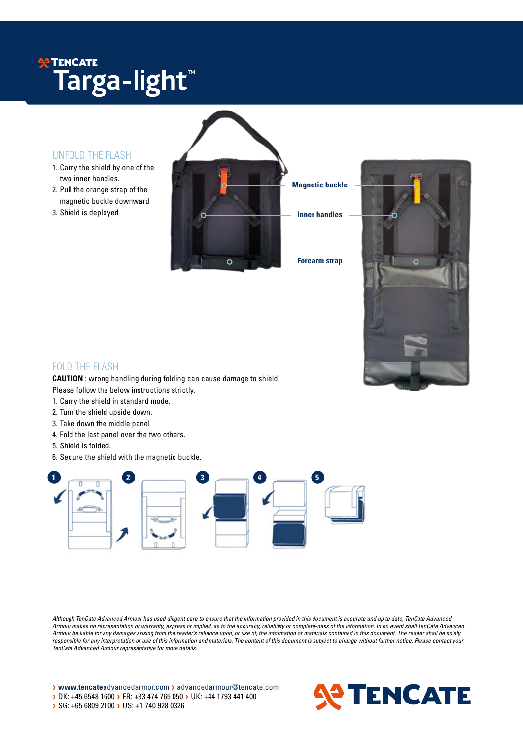# TENCATE Targa-light™

## UNFOLD THE FLASH

1. Carry the shield by one of the two inner handles.
2. Pull the orange strap of the magnetic buckle downward
3. Shield is deployed

Magnetic buckle

Inner handles

Forearm strap

## FOLD THE FLASH

**CAUTION** : wrong handling during folding can cause damage to shield.
Please follow the below instructions strictly.

1. Carry the shield in standard mode.
2. Turn the shield upside down.
3. Take down the middle panel
4. Fold the last panel over the two others.
5. Shield is folded.
6. Secure the shield with the magnetic buckle.

1 2 3 4 5

*Although TenCate Advanced Armour has used diligent care to ensure that the information provided in this document is accurate and up to date, TenCate Advanced Armour makes no representation or warranty, express or implied, as to the accuracy, reliability or complete-ness of the information. In no event shall TenCate Advanced Armour be liable for any damages arising from the reader's reliance upon, or use of, the information or materials contained in this document. The reader shall be solely responsible for any interpretation or use of this information and materials. The content of this document is subject to change without further notice. Please contact your TenCate Advanced Armour representative for more details.*

› **www.tencate**advancedarmor.com › advancedarmour@tencate.com
› DK: +45 6548 1600 › FR: +33 474 765 050 › UK: +44 1793 441 400
› SG: +65 6809 2100 › US: +1 740 928 0326

TENCATE